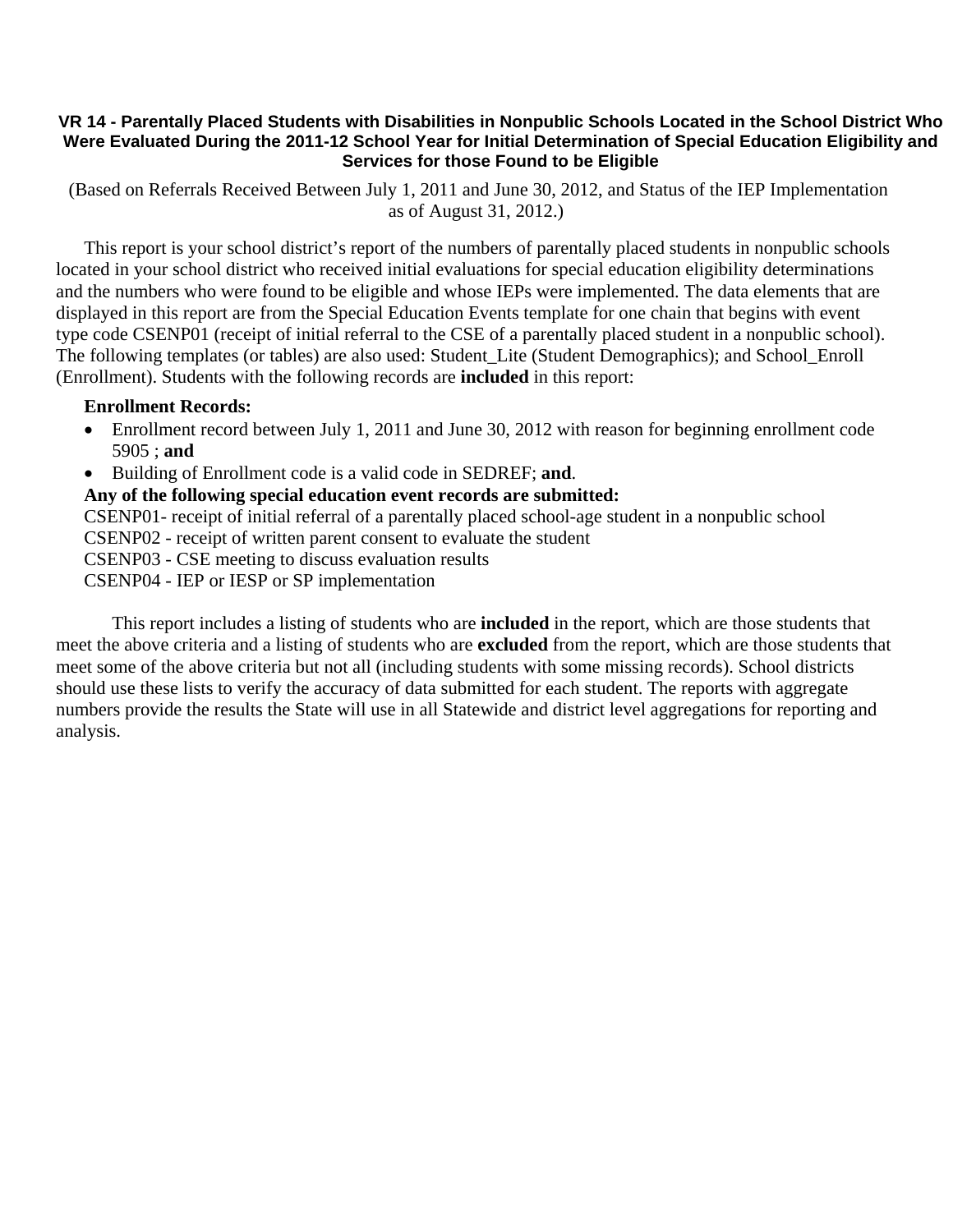# VR 14 - Parentally Placed Students with Disabilities in Nonpublic Schools Located in the School District Who Were Evaluated During the 2011-12 School Year for Initial Determination of Special Education Eligibility and Services for those Found to be Eligible

(Based on Referrals Received Between July 1, 2011 and June 30, 2012, and Status of the IEP Implementation as of August 31, 2012.)

This report is your school district's report of the numbers of parentally placed students in nonpublic schools located in your school district who received initial evaluations for special education eligibility determinations and the numbers who were found to be eligible and whose IEPs were implemented. The data elements that are displayed in this report are from the Special Education Events template for one chain that begins with event type code CSENP01 (receipt of initial referral to the CSE of a parentally placed student in a nonpublic school). The following templates (or tables) are also used: Student_Lite (Student Demographics); and School_Enroll (Enrollment). Students with the following records are **included** in this report:

**Enrollment Records:**

- Enrollment record between July 1, 2011 and June 30, 2012 with reason for beginning enrollment code 5905 ; **and**
- Building of Enrollment code is a valid code in SEDREF; **and**.

**Any of the following special education event records are submitted:**

CSENP01- receipt of initial referral of a parentally placed school-age student in a nonpublic school
CSENP02 - receipt of written parent consent to evaluate the student
CSENP03 - CSE meeting to discuss evaluation results
CSENP04 - IEP or IESP or SP implementation

This report includes a listing of students who are **included** in the report, which are those students that meet the above criteria and a listing of students who are **excluded** from the report, which are those students that meet some of the above criteria but not all (including students with some missing records). School districts should use these lists to verify the accuracy of data submitted for each student. The reports with aggregate numbers provide the results the State will use in all Statewide and district level aggregations for reporting and analysis.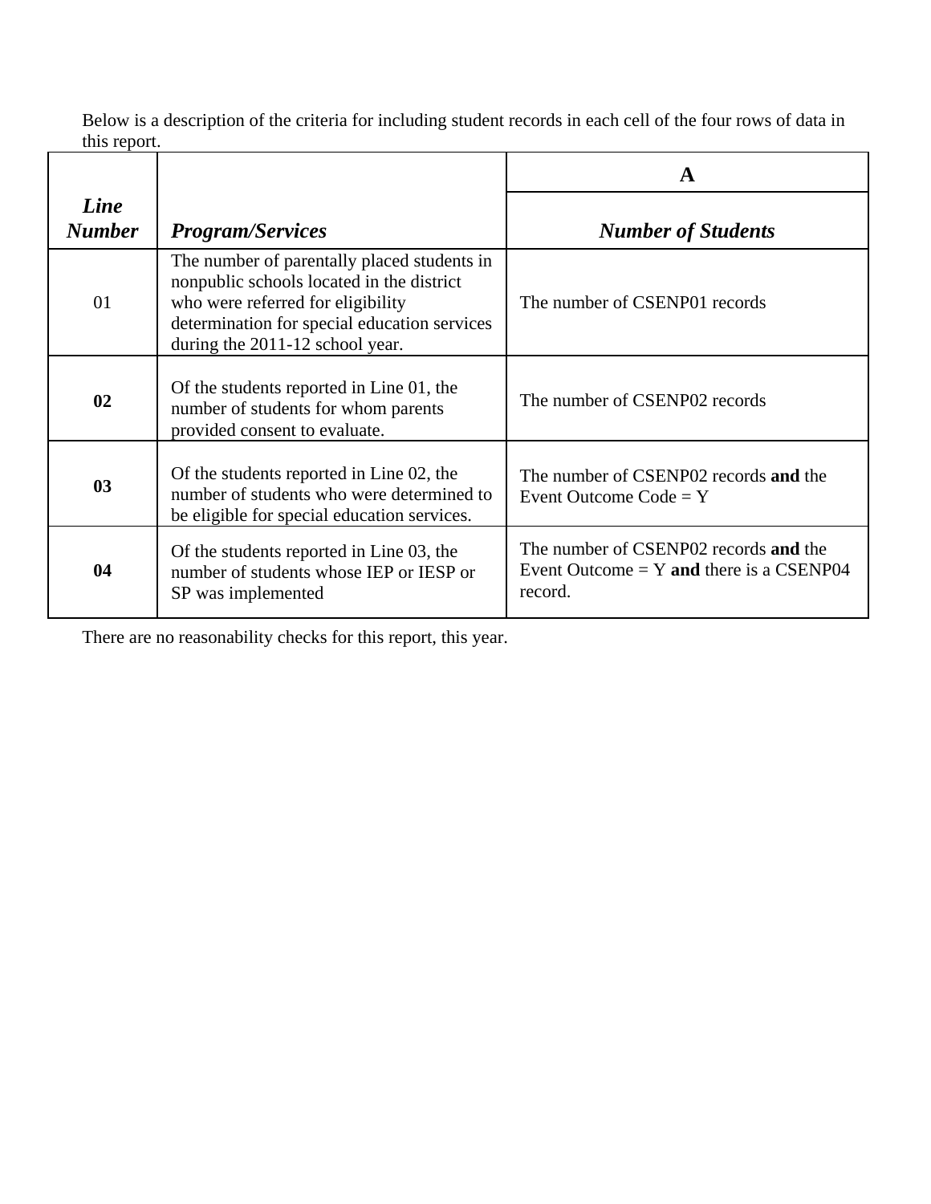Below is a description of the criteria for including student records in each cell of the four rows of data in this report.

| *Line Number* | *Program/Services* | A |
|---|---|---|
| | | ***Number of Students*** |
| 01 | The number of parentally placed students in nonpublic schools located in the district who were referred for eligibility determination for special education services during the 2011-12 school year. | The number of CSENP01 records |
| **02** | Of the students reported in Line 01, the number of students for whom parents provided consent to evaluate. | The number of CSENP02 records |
| **03** | Of the students reported in Line 02, the number of students who were determined to be eligible for special education services. | The number of CSENP02 records **and** the Event Outcome Code = Y |
| **04** | Of the students reported in Line 03, the number of students whose IEP or IESP or SP was implemented | The number of CSENP02 records **and** the Event Outcome = Y **and** there is a CSENP04 record. |

There are no reasonability checks for this report, this year.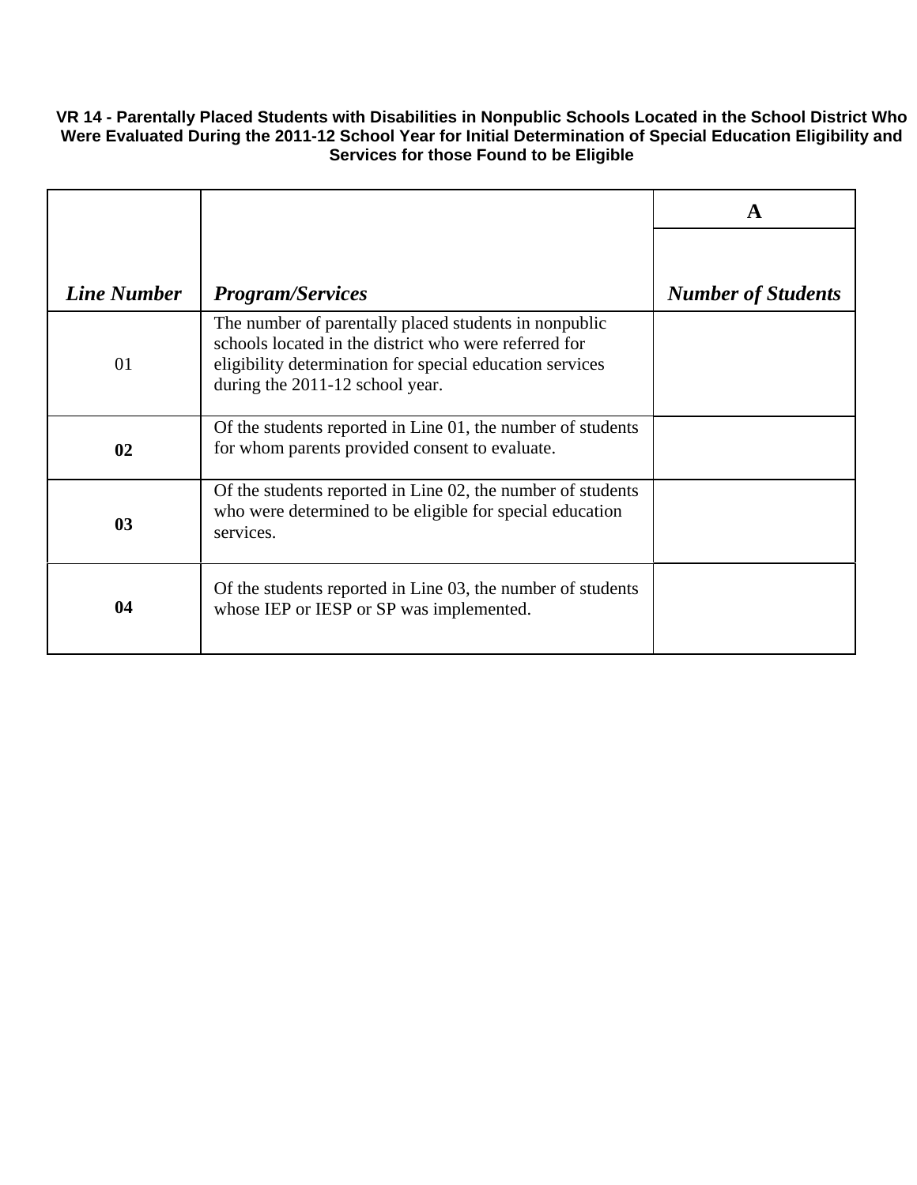**VR 14 - Parentally Placed Students with Disabilities in Nonpublic Schools Located in the School District Who Were Evaluated During the 2011-12 School Year for Initial Determination of Special Education Eligibility and Services for those Found to be Eligible**

| | | **A** |
|---|---|---|
| ***Line Number*** | ***Program/Services*** | ***Number of Students*** |
| 01 | The number of parentally placed students in nonpublic schools located in the district who were referred for eligibility determination for special education services during the 2011-12 school year. | |
| **02** | Of the students reported in Line 01, the number of students for whom parents provided consent to evaluate. | |
| **03** | Of the students reported in Line 02, the number of students who were determined to be eligible for special education services. | |
| **04** | Of the students reported in Line 03, the number of students whose IEP or IESP or SP was implemented. | |